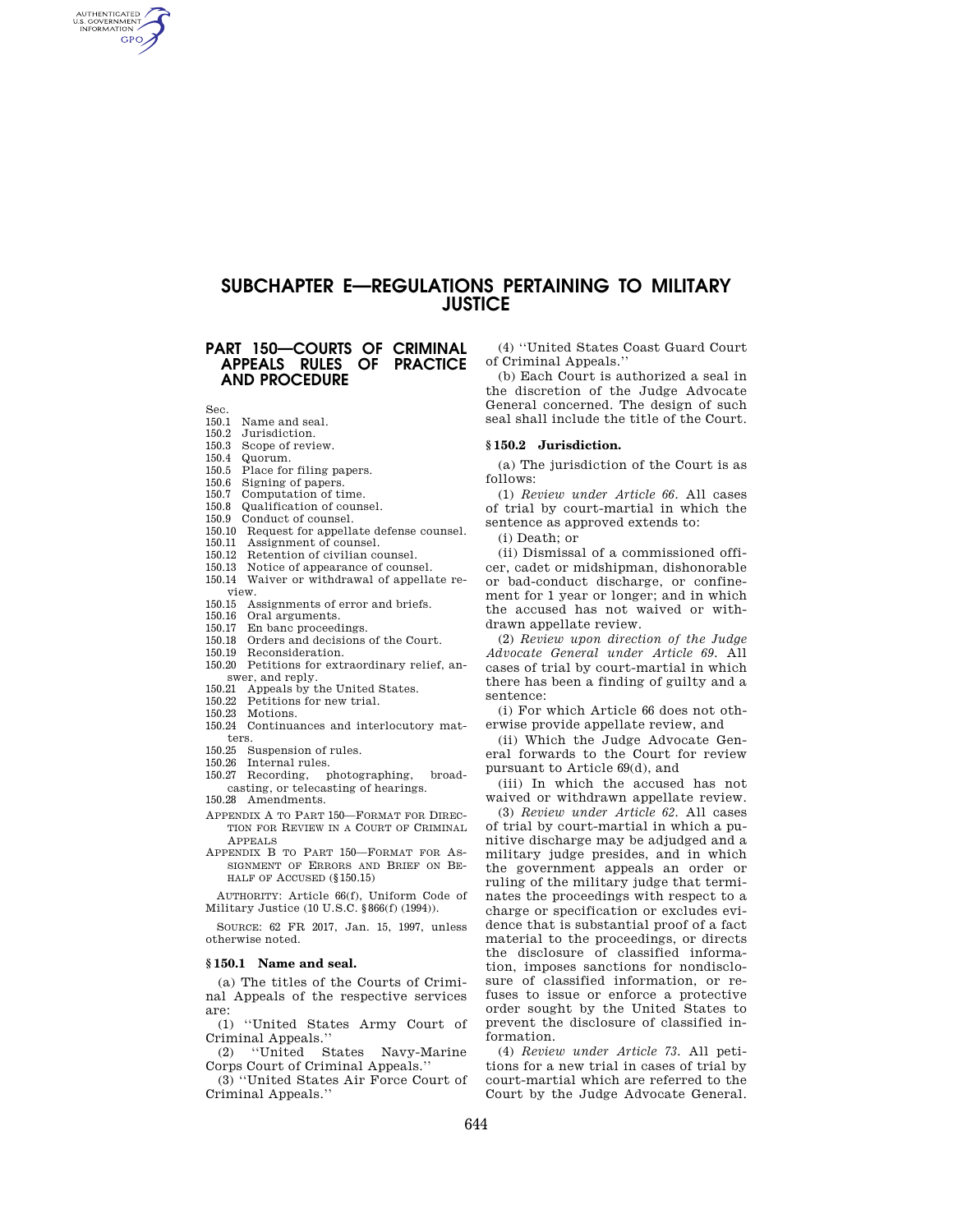# SUBCHAPTER E—REGULATIONS PERTAINING TO MILITARY JUSTICE

## PART 150—COURTS OF CRIMINAL APPEALS RULES OF PRACTICE AND PROCEDURE

Sec.
150.1 Name and seal.
150.2 Jurisdiction.
150.3 Scope of review.
150.4 Quorum.
150.5 Place for filing papers.
150.6 Signing of papers.
150.7 Computation of time.
150.8 Qualification of counsel.
150.9 Conduct of counsel.
150.10 Request for appellate defense counsel.
150.11 Assignment of counsel.
150.12 Retention of civilian counsel.
150.13 Notice of appearance of counsel.
150.14 Waiver or withdrawal of appellate review.
150.15 Assignments of error and briefs.
150.16 Oral arguments.
150.17 En banc proceedings.
150.18 Orders and decisions of the Court.
150.19 Reconsideration.
150.20 Petitions for extraordinary relief, answer, and reply.
150.21 Appeals by the United States.
150.22 Petitions for new trial.
150.23 Motions.
150.24 Continuances and interlocutory matters.
150.25 Suspension of rules.
150.26 Internal rules.
150.27 Recording, photographing, broadcasting, or telecasting of hearings.
150.28 Amendments.

APPENDIX A TO PART 150—FORMAT FOR DIRECTION FOR REVIEW IN A COURT OF CRIMINAL APPEALS

APPENDIX B TO PART 150—FORMAT FOR ASSIGNMENT OF ERRORS AND BRIEF ON BEHALF OF ACCUSED (§150.15)

AUTHORITY: Article 66(f), Uniform Code of Military Justice (10 U.S.C. §866(f) (1994)).

SOURCE: 62 FR 2017, Jan. 15, 1997, unless otherwise noted.

### §150.1 Name and seal.

(a) The titles of the Courts of Criminal Appeals of the respective services are:

(1) ''United States Army Court of Criminal Appeals.''

(2) ''United States Navy-Marine Corps Court of Criminal Appeals.''

(3) ''United States Air Force Court of Criminal Appeals.''

(4) ''United States Coast Guard Court of Criminal Appeals.''

(b) Each Court is authorized a seal in the discretion of the Judge Advocate General concerned. The design of such seal shall include the title of the Court.

### §150.2 Jurisdiction.

(a) The jurisdiction of the Court is as follows:

(1) *Review under Article 66.* All cases of trial by court-martial in which the sentence as approved extends to:

(i) Death; or

(ii) Dismissal of a commissioned officer, cadet or midshipman, dishonorable or bad-conduct discharge, or confinement for 1 year or longer; and in which the accused has not waived or withdrawn appellate review.

(2) *Review upon direction of the Judge Advocate General under Article 69.* All cases of trial by court-martial in which there has been a finding of guilty and a sentence:

(i) For which Article 66 does not otherwise provide appellate review, and

(ii) Which the Judge Advocate General forwards to the Court for review pursuant to Article 69(d), and

(iii) In which the accused has not waived or withdrawn appellate review.

(3) *Review under Article 62.* All cases of trial by court-martial in which a punitive discharge may be adjudged and a military judge presides, and in which the government appeals an order or ruling of the military judge that terminates the proceedings with respect to a charge or specification or excludes evidence that is substantial proof of a fact material to the proceedings, or directs the disclosure of classified information, imposes sanctions for nondisclosure of classified information, or refuses to issue or enforce a protective order sought by the United States to prevent the disclosure of classified information.

(4) *Review under Article 73.* All petitions for a new trial in cases of trial by court-martial which are referred to the Court by the Judge Advocate General.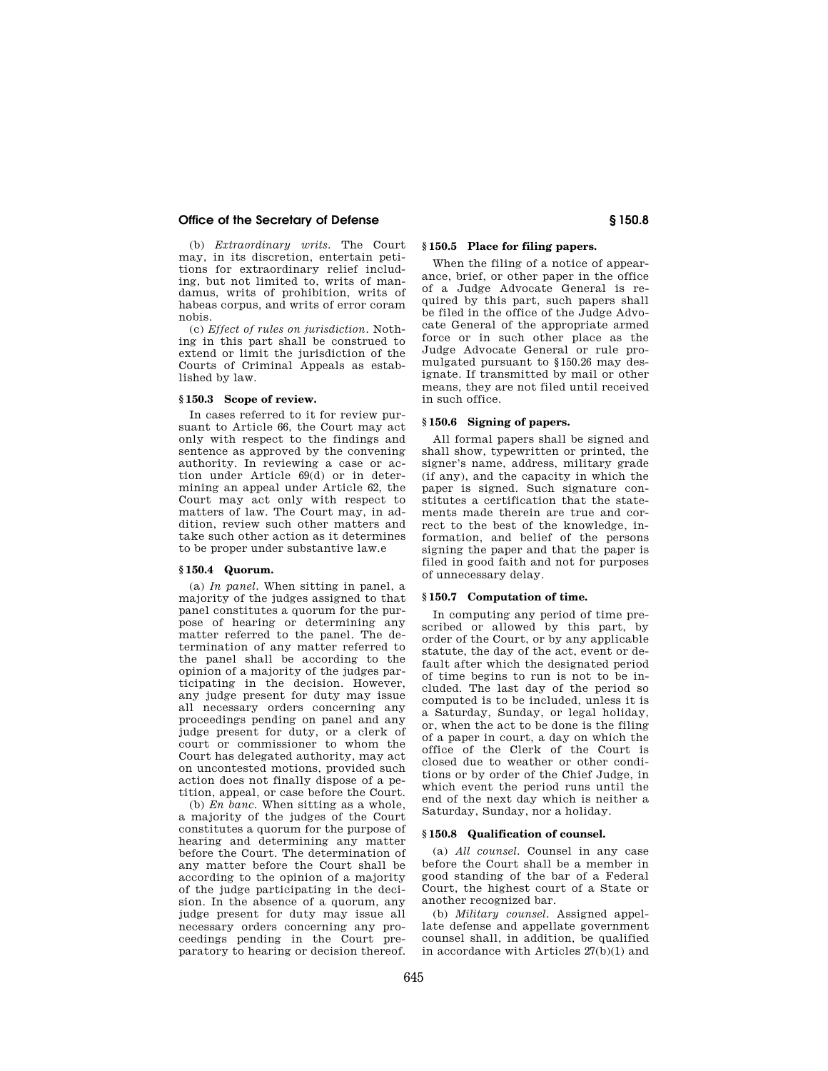(b) *Extraordinary writs.* The Court may, in its discretion, entertain petitions for extraordinary relief including, but not limited to, writs of mandamus, writs of prohibition, writs of habeas corpus, and writs of error coram nobis.

(c) *Effect of rules on jurisdiction.* Nothing in this part shall be construed to extend or limit the jurisdiction of the Courts of Criminal Appeals as established by law.

### § 150.3 Scope of review.

In cases referred to it for review pursuant to Article 66, the Court may act only with respect to the findings and sentence as approved by the convening authority. In reviewing a case or action under Article 69(d) or in determining an appeal under Article 62, the Court may act only with respect to matters of law. The Court may, in addition, review such other matters and take such other action as it determines to be proper under substantive law.e

### § 150.4 Quorum.

(a) *In panel.* When sitting in panel, a majority of the judges assigned to that panel constitutes a quorum for the purpose of hearing or determining any matter referred to the panel. The determination of any matter referred to the panel shall be according to the opinion of a majority of the judges participating in the decision. However, any judge present for duty may issue all necessary orders concerning any proceedings pending on panel and any judge present for duty, or a clerk of court or commissioner to whom the Court has delegated authority, may act on uncontested motions, provided such action does not finally dispose of a petition, appeal, or case before the Court.

(b) *En banc.* When sitting as a whole, a majority of the judges of the Court constitutes a quorum for the purpose of hearing and determining any matter before the Court. The determination of any matter before the Court shall be according to the opinion of a majority of the judge participating in the decision. In the absence of a quorum, any judge present for duty may issue all necessary orders concerning any proceedings pending in the Court preparatory to hearing or decision thereof.

### § 150.5 Place for filing papers.

When the filing of a notice of appearance, brief, or other paper in the office of a Judge Advocate General is required by this part, such papers shall be filed in the office of the Judge Advocate General of the appropriate armed force or in such other place as the Judge Advocate General or rule promulgated pursuant to §150.26 may designate. If transmitted by mail or other means, they are not filed until received in such office.

### § 150.6 Signing of papers.

All formal papers shall be signed and shall show, typewritten or printed, the signer's name, address, military grade (if any), and the capacity in which the paper is signed. Such signature constitutes a certification that the statements made therein are true and correct to the best of the knowledge, information, and belief of the persons signing the paper and that the paper is filed in good faith and not for purposes of unnecessary delay.

### § 150.7 Computation of time.

In computing any period of time prescribed or allowed by this part, by order of the Court, or by any applicable statute, the day of the act, event or default after which the designated period of time begins to run is not to be included. The last day of the period so computed is to be included, unless it is a Saturday, Sunday, or legal holiday, or, when the act to be done is the filing of a paper in court, a day on which the office of the Clerk of the Court is closed due to weather or other conditions or by order of the Chief Judge, in which event the period runs until the end of the next day which is neither a Saturday, Sunday, nor a holiday.

### § 150.8 Qualification of counsel.

(a) *All counsel.* Counsel in any case before the Court shall be a member in good standing of the bar of a Federal Court, the highest court of a State or another recognized bar.

(b) *Military counsel.* Assigned appellate defense and appellate government counsel shall, in addition, be qualified in accordance with Articles 27(b)(1) and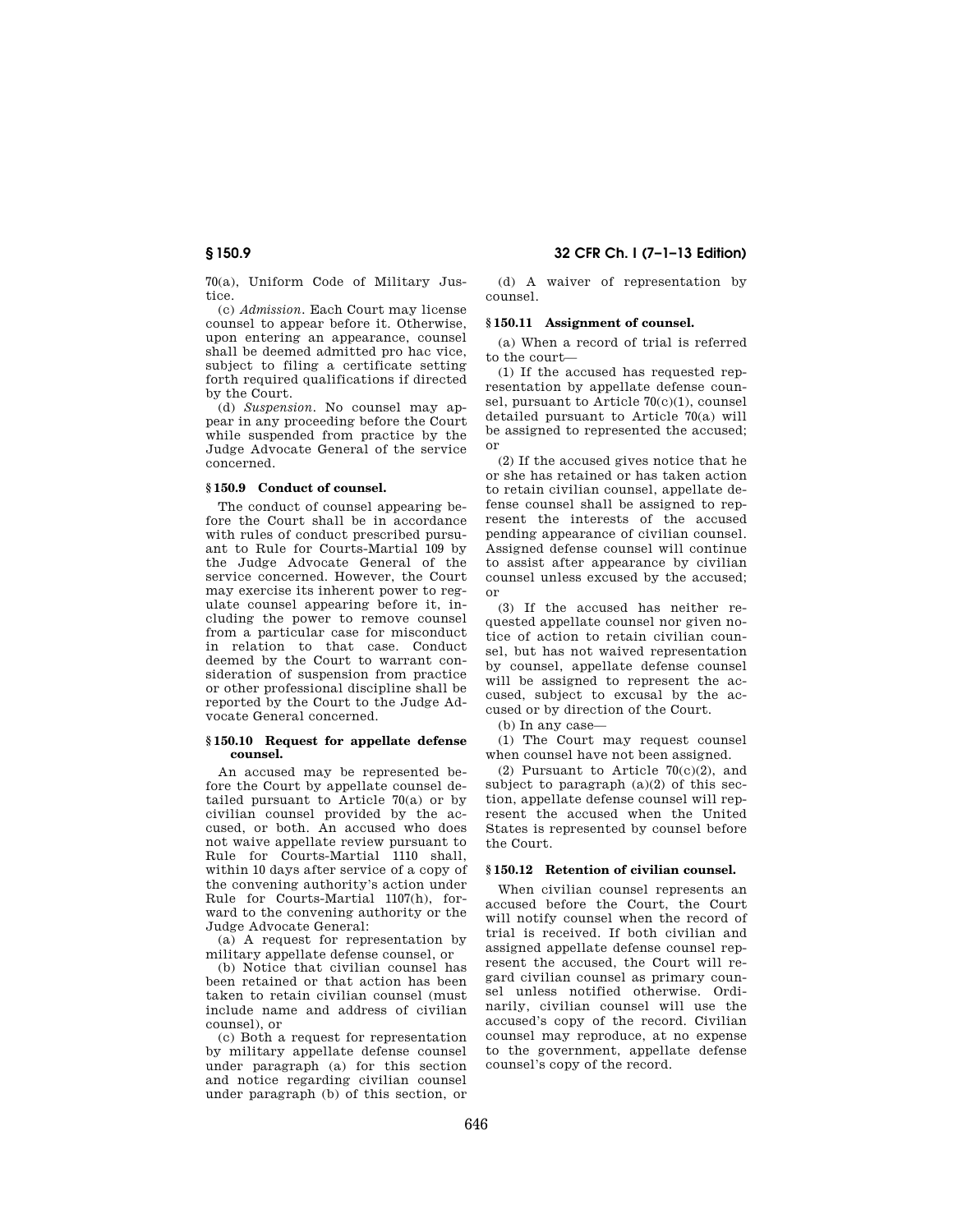70(a), Uniform Code of Military Justice.

(c) *Admission.* Each Court may license counsel to appear before it. Otherwise, upon entering an appearance, counsel shall be deemed admitted pro hac vice, subject to filing a certificate setting forth required qualifications if directed by the Court.

(d) *Suspension.* No counsel may appear in any proceeding before the Court while suspended from practice by the Judge Advocate General of the service concerned.

### § 150.9 Conduct of counsel.

The conduct of counsel appearing before the Court shall be in accordance with rules of conduct prescribed pursuant to Rule for Courts-Martial 109 by the Judge Advocate General of the service concerned. However, the Court may exercise its inherent power to regulate counsel appearing before it, including the power to remove counsel from a particular case for misconduct in relation to that case. Conduct deemed by the Court to warrant consideration of suspension from practice or other professional discipline shall be reported by the Court to the Judge Advocate General concerned.

### § 150.10 Request for appellate defense counsel.

An accused may be represented before the Court by appellate counsel detailed pursuant to Article 70(a) or by civilian counsel provided by the accused, or both. An accused who does not waive appellate review pursuant to Rule for Courts-Martial 1110 shall, within 10 days after service of a copy of the convening authority's action under Rule for Courts-Martial 1107(h), forward to the convening authority or the Judge Advocate General:

(a) A request for representation by military appellate defense counsel, or

(b) Notice that civilian counsel has been retained or that action has been taken to retain civilian counsel (must include name and address of civilian counsel), or

(c) Both a request for representation by military appellate defense counsel under paragraph (a) for this section and notice regarding civilian counsel under paragraph (b) of this section, or

(d) A waiver of representation by counsel.

### § 150.11 Assignment of counsel.

(a) When a record of trial is referred to the court—

(1) If the accused has requested representation by appellate defense counsel, pursuant to Article 70(c)(1), counsel detailed pursuant to Article 70(a) will be assigned to represented the accused; or

(2) If the accused gives notice that he or she has retained or has taken action to retain civilian counsel, appellate defense counsel shall be assigned to represent the interests of the accused pending appearance of civilian counsel. Assigned defense counsel will continue to assist after appearance by civilian counsel unless excused by the accused; or

(3) If the accused has neither requested appellate counsel nor given notice of action to retain civilian counsel, but has not waived representation by counsel, appellate defense counsel will be assigned to represent the accused, subject to excusal by the accused or by direction of the Court.

(b) In any case—

(1) The Court may request counsel when counsel have not been assigned.

(2) Pursuant to Article 70(c)(2), and subject to paragraph (a)(2) of this section, appellate defense counsel will represent the accused when the United States is represented by counsel before the Court.

### § 150.12 Retention of civilian counsel.

When civilian counsel represents an accused before the Court, the Court will notify counsel when the record of trial is received. If both civilian and assigned appellate defense counsel represent the accused, the Court will regard civilian counsel as primary counsel unless notified otherwise. Ordinarily, civilian counsel will use the accused's copy of the record. Civilian counsel may reproduce, at no expense to the government, appellate defense counsel's copy of the record.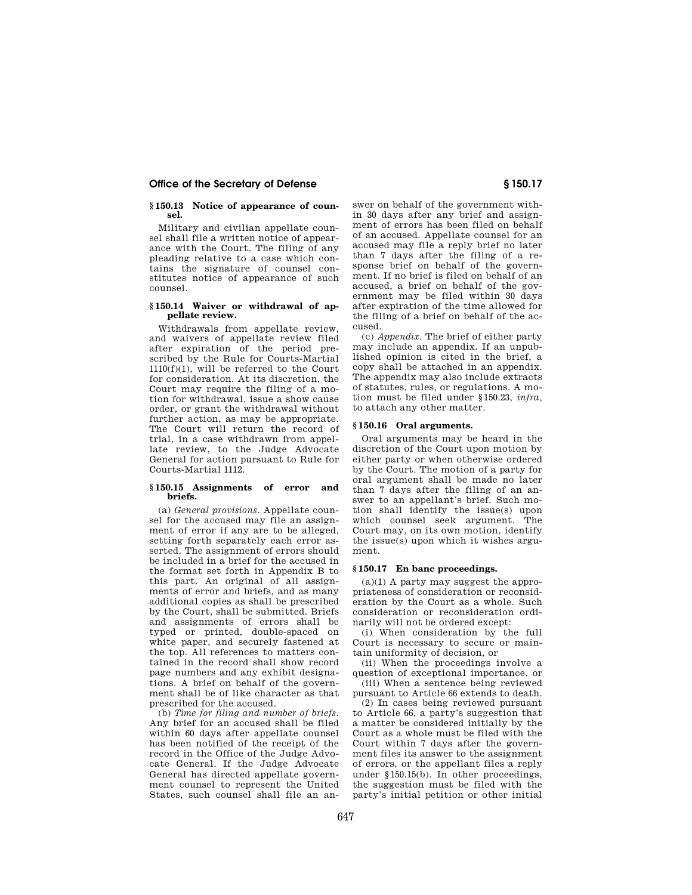### § 150.13 Notice of appearance of counsel.

Military and civilian appellate counsel shall file a written notice of appearance with the Court. The filing of any pleading relative to a case which contains the signature of counsel constitutes notice of appearance of such counsel.

### § 150.14 Waiver or withdrawal of appellate review.

Withdrawals from appellate review, and waivers of appellate review filed after expiration of the period prescribed by the Rule for Courts-Martial 1110(f)(1), will be referred to the Court for consideration. At its discretion, the Court may require the filing of a motion for withdrawal, issue a show cause order, or grant the withdrawal without further action, as may be appropriate. The Court will return the record of trial, in a case withdrawn from appellate review, to the Judge Advocate General for action pursuant to Rule for Courts-Martial 1112.

### § 150.15 Assignments of error and briefs.

(a) *General provisions.* Appellate counsel for the accused may file an assignment of error if any are to be alleged, setting forth separately each error asserted. The assignment of errors should be included in a brief for the accused in the format set forth in Appendix B to this part. An original of all assignments of error and briefs, and as many additional copies as shall be prescribed by the Court, shall be submitted. Briefs and assignments of errors shall be typed or printed, double-spaced on white paper, and securely fastened at the top. All references to matters contained in the record shall show record page numbers and any exhibit designations. A brief on behalf of the government shall be of like character as that prescribed for the accused.

(b) *Time for filing and number of briefs.* Any brief for an accused shall be filed within 60 days after appellate counsel has been notified of the receipt of the record in the Office of the Judge Advocate General. If the Judge Advocate General has directed appellate government counsel to represent the United States, such counsel shall file an answer on behalf of the government within 30 days after any brief and assignment of errors has been filed on behalf of an accused. Appellate counsel for an accused may file a reply brief no later than 7 days after the filing of a response brief on behalf of the government. If no brief is filed on behalf of an accused, a brief on behalf of the government may be filed within 30 days after expiration of the time allowed for the filing of a brief on behalf of the accused.

(c) *Appendix.* The brief of either party may include an appendix. If an unpublished opinion is cited in the brief, a copy shall be attached in an appendix. The appendix may also include extracts of statutes, rules, or regulations. A motion must be filed under §150.23, *infra*, to attach any other matter.

### § 150.16 Oral arguments.

Oral arguments may be heard in the discretion of the Court upon motion by either party or when otherwise ordered by the Court. The motion of a party for oral argument shall be made no later than 7 days after the filing of an answer to an appellant's brief. Such motion shall identify the issue(s) upon which counsel seek argument. The Court may, on its own motion, identify the issue(s) upon which it wishes argument.

### § 150.17 En banc proceedings.

(a)(1) A party may suggest the appropriateness of consideration or reconsideration by the Court as a whole. Such consideration or reconsideration ordinarily will not be ordered except:

(i) When consideration by the full Court is necessary to secure or maintain uniformity of decision, or

(ii) When the proceedings involve a question of exceptional importance, or

(iii) When a sentence being reviewed pursuant to Article 66 extends to death.

(2) In cases being reviewed pursuant to Article 66, a party's suggestion that a matter be considered initially by the Court as a whole must be filed with the Court within 7 days after the government files its answer to the assignment of errors, or the appellant files a reply under §150.15(b). In other proceedings, the suggestion must be filed with the party's initial petition or other initial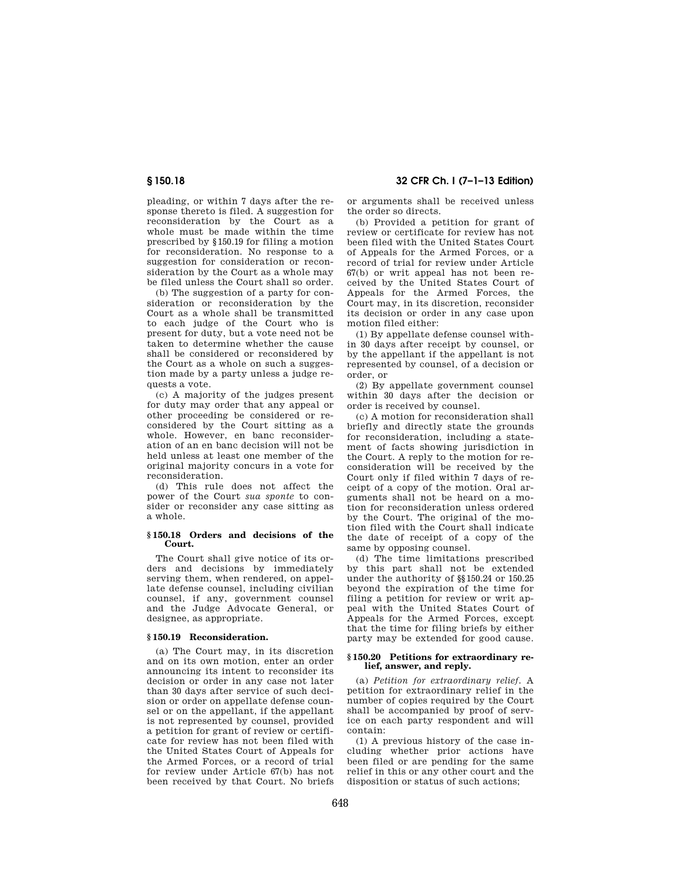pleading, or within 7 days after the response thereto is filed. A suggestion for reconsideration by the Court as a whole must be made within the time prescribed by §150.19 for filing a motion for reconsideration. No response to a suggestion for consideration or reconsideration by the Court as a whole may be filed unless the Court shall so order.

(b) The suggestion of a party for consideration or reconsideration by the Court as a whole shall be transmitted to each judge of the Court who is present for duty, but a vote need not be taken to determine whether the cause shall be considered or reconsidered by the Court as a whole on such a suggestion made by a party unless a judge requests a vote.

(c) A majority of the judges present for duty may order that any appeal or other proceeding be considered or reconsidered by the Court sitting as a whole. However, en banc reconsideration of an en banc decision will not be held unless at least one member of the original majority concurs in a vote for reconsideration.

(d) This rule does not affect the power of the Court *sua sponte* to consider or reconsider any case sitting as a whole.

### § 150.18 Orders and decisions of the Court.

The Court shall give notice of its orders and decisions by immediately serving them, when rendered, on appellate defense counsel, including civilian counsel, if any, government counsel and the Judge Advocate General, or designee, as appropriate.

### § 150.19 Reconsideration.

(a) The Court may, in its discretion and on its own motion, enter an order announcing its intent to reconsider its decision or order in any case not later than 30 days after service of such decision or order on appellate defense counsel or on the appellant, if the appellant is not represented by counsel, provided a petition for grant of review or certificate for review has not been filed with the United States Court of Appeals for the Armed Forces, or a record of trial for review under Article 67(b) has not been received by that Court. No briefs or arguments shall be received unless the order so directs.

(b) Provided a petition for grant of review or certificate for review has not been filed with the United States Court of Appeals for the Armed Forces, or a record of trial for review under Article 67(b) or writ appeal has not been received by the United States Court of Appeals for the Armed Forces, the Court may, in its discretion, reconsider its decision or order in any case upon motion filed either:

(1) By appellate defense counsel within 30 days after receipt by counsel, or by the appellant if the appellant is not represented by counsel, of a decision or order, or

(2) By appellate government counsel within 30 days after the decision or order is received by counsel.

(c) A motion for reconsideration shall briefly and directly state the grounds for reconsideration, including a statement of facts showing jurisdiction in the Court. A reply to the motion for reconsideration will be received by the Court only if filed within 7 days of receipt of a copy of the motion. Oral arguments shall not be heard on a motion for reconsideration unless ordered by the Court. The original of the motion filed with the Court shall indicate the date of receipt of a copy of the same by opposing counsel.

(d) The time limitations prescribed by this part shall not be extended under the authority of §§150.24 or 150.25 beyond the expiration of the time for filing a petition for review or writ appeal with the United States Court of Appeals for the Armed Forces, except that the time for filing briefs by either party may be extended for good cause.

### § 150.20 Petitions for extraordinary relief, answer, and reply.

(a) *Petition for extraordinary relief.* A petition for extraordinary relief in the number of copies required by the Court shall be accompanied by proof of service on each party respondent and will contain:

(1) A previous history of the case including whether prior actions have been filed or are pending for the same relief in this or any other court and the disposition or status of such actions;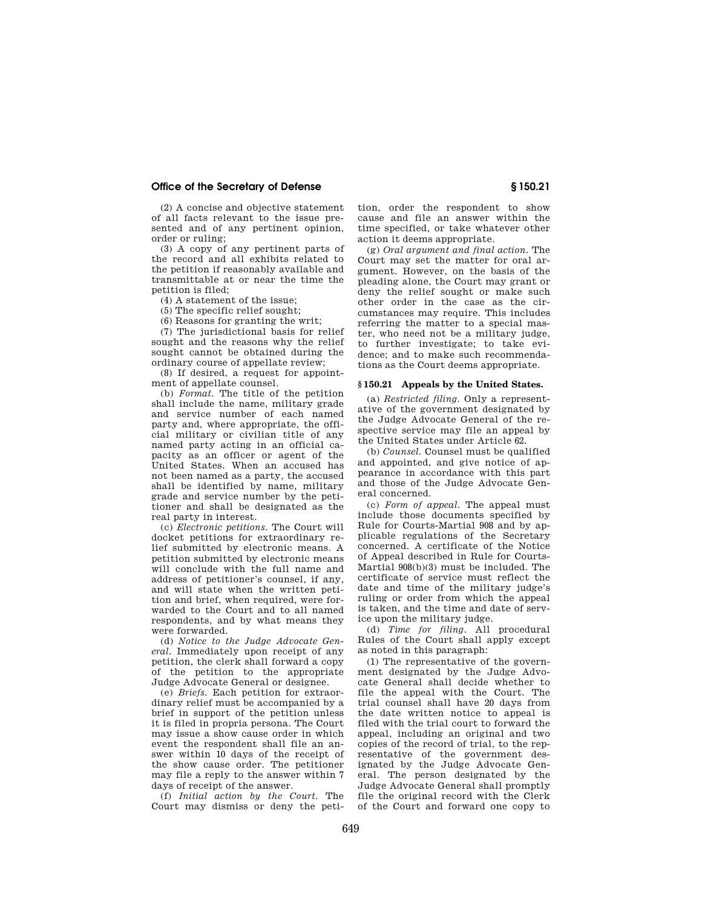(2) A concise and objective statement of all facts relevant to the issue presented and of any pertinent opinion, order or ruling;

(3) A copy of any pertinent parts of the record and all exhibits related to the petition if reasonably available and transmittable at or near the time the petition is filed;

(4) A statement of the issue;

(5) The specific relief sought;

(6) Reasons for granting the writ;

(7) The jurisdictional basis for relief sought and the reasons why the relief sought cannot be obtained during the ordinary course of appellate review;

(8) If desired, a request for appointment of appellate counsel.

(b) *Format.* The title of the petition shall include the name, military grade and service number of each named party and, where appropriate, the official military or civilian title of any named party acting in an official capacity as an officer or agent of the United States. When an accused has not been named as a party, the accused shall be identified by name, military grade and service number by the petitioner and shall be designated as the real party in interest.

(c) *Electronic petitions.* The Court will docket petitions for extraordinary relief submitted by electronic means. A petition submitted by electronic means will conclude with the full name and address of petitioner's counsel, if any, and will state when the written petition and brief, when required, were forwarded to the Court and to all named respondents, and by what means they were forwarded.

(d) *Notice to the Judge Advocate General.* Immediately upon receipt of any petition, the clerk shall forward a copy of the petition to the appropriate Judge Advocate General or designee.

(e) *Briefs.* Each petition for extraordinary relief must be accompanied by a brief in support of the petition unless it is filed in propria persona. The Court may issue a show cause order in which event the respondent shall file an answer within 10 days of the receipt of the show cause order. The petitioner may file a reply to the answer within 7 days of receipt of the answer.

(f) *Initial action by the Court.* The Court may dismiss or deny the petition, order the respondent to show cause and file an answer within the time specified, or take whatever other action it deems appropriate.

(g) *Oral argument and final action.* The Court may set the matter for oral argument. However, on the basis of the pleading alone, the Court may grant or deny the relief sought or make such other order in the case as the circumstances may require. This includes referring the matter to a special master, who need not be a military judge, to further investigate; to take evidence; and to make such recommendations as the Court deems appropriate.

## § 150.21 Appeals by the United States.

(a) *Restricted filing.* Only a representative of the government designated by the Judge Advocate General of the respective service may file an appeal by the United States under Article 62.

(b) *Counsel.* Counsel must be qualified and appointed, and give notice of appearance in accordance with this part and those of the Judge Advocate General concerned.

(c) *Form of appeal.* The appeal must include those documents specified by Rule for Courts-Martial 908 and by applicable regulations of the Secretary concerned. A certificate of the Notice of Appeal described in Rule for Courts-Martial 908(b)(3) must be included. The certificate of service must reflect the date and time of the military judge's ruling or order from which the appeal is taken, and the time and date of service upon the military judge.

(d) *Time for filing.* All procedural Rules of the Court shall apply except as noted in this paragraph:

(1) The representative of the government designated by the Judge Advocate General shall decide whether to file the appeal with the Court. The trial counsel shall have 20 days from the date written notice to appeal is filed with the trial court to forward the appeal, including an original and two copies of the record of trial, to the representative of the government designated by the Judge Advocate General. The person designated by the Judge Advocate General shall promptly file the original record with the Clerk of the Court and forward one copy to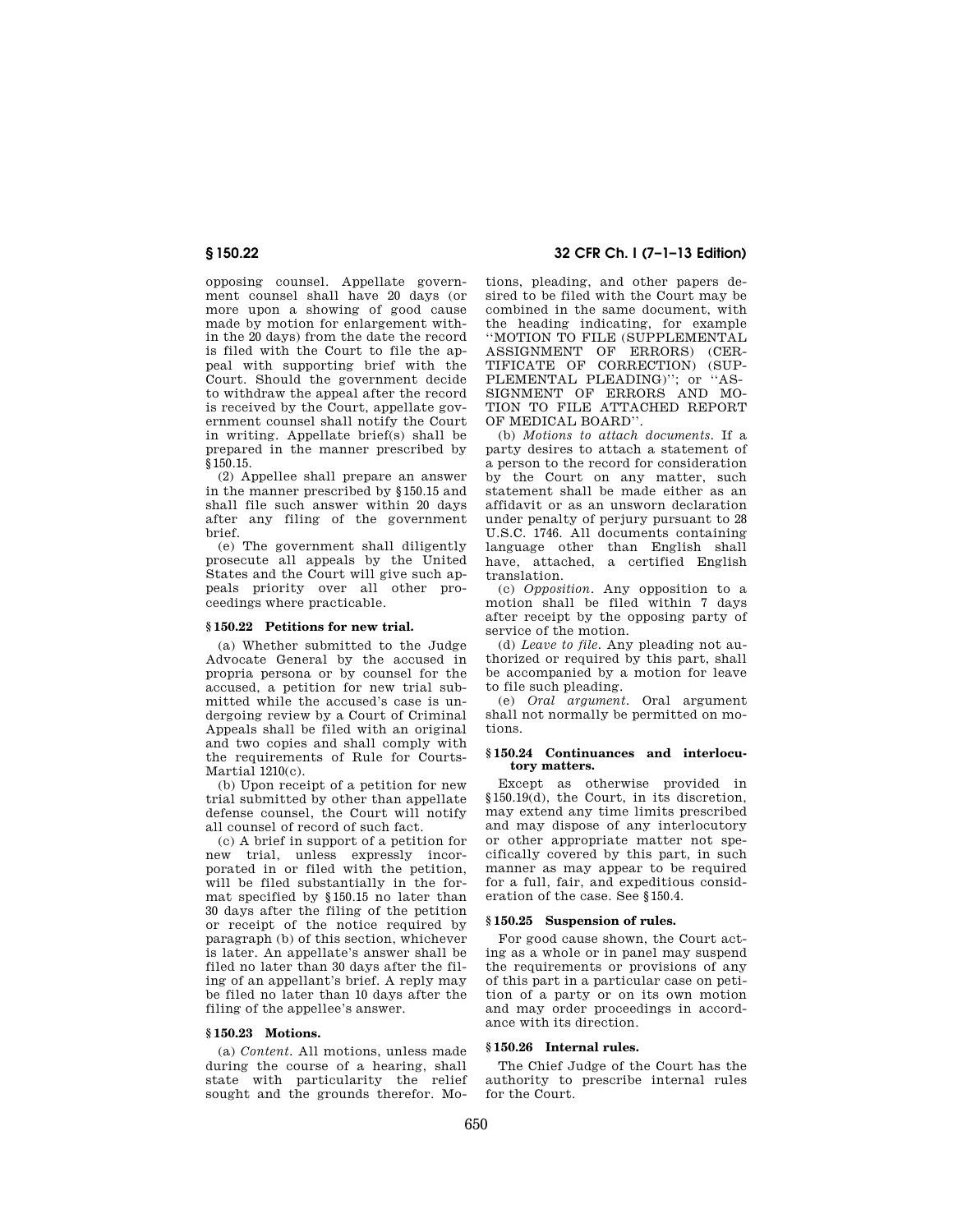opposing counsel. Appellate government counsel shall have 20 days (or more upon a showing of good cause made by motion for enlargement within the 20 days) from the date the record is filed with the Court to file the appeal with supporting brief with the Court. Should the government decide to withdraw the appeal after the record is received by the Court, appellate government counsel shall notify the Court in writing. Appellate brief(s) shall be prepared in the manner prescribed by §150.15.

(2) Appellee shall prepare an answer in the manner prescribed by §150.15 and shall file such answer within 20 days after any filing of the government brief.

(e) The government shall diligently prosecute all appeals by the United States and the Court will give such appeals priority over all other proceedings where practicable.

### §150.22 Petitions for new trial.

(a) Whether submitted to the Judge Advocate General by the accused in propria persona or by counsel for the accused, a petition for new trial submitted while the accused's case is undergoing review by a Court of Criminal Appeals shall be filed with an original and two copies and shall comply with the requirements of Rule for Courts-Martial 1210(c).

(b) Upon receipt of a petition for new trial submitted by other than appellate defense counsel, the Court will notify all counsel of record of such fact.

(c) A brief in support of a petition for new trial, unless expressly incorporated in or filed with the petition, will be filed substantially in the format specified by §150.15 no later than 30 days after the filing of the petition or receipt of the notice required by paragraph (b) of this section, whichever is later. An appellate's answer shall be filed no later than 30 days after the filing of an appellant's brief. A reply may be filed no later than 10 days after the filing of the appellee's answer.

### §150.23 Motions.

(a) *Content.* All motions, unless made during the course of a hearing, shall state with particularity the relief sought and the grounds therefor. Motions, pleading, and other papers desired to be filed with the Court may be combined in the same document, with the heading indicating, for example ''MOTION TO FILE (SUPPLEMENTAL ASSIGNMENT OF ERRORS) (CERTIFICATE OF CORRECTION) (SUPPLEMENTAL PLEADING)''; or ''ASSIGNMENT OF ERRORS AND MOTION TO FILE ATTACHED REPORT OF MEDICAL BOARD''.

(b) *Motions to attach documents.* If a party desires to attach a statement of a person to the record for consideration by the Court on any matter, such statement shall be made either as an affidavit or as an unsworn declaration under penalty of perjury pursuant to 28 U.S.C. 1746. All documents containing language other than English shall have, attached, a certified English translation.

(c) *Opposition.* Any opposition to a motion shall be filed within 7 days after receipt by the opposing party of service of the motion.

(d) *Leave to file.* Any pleading not authorized or required by this part, shall be accompanied by a motion for leave to file such pleading.

(e) *Oral argument.* Oral argument shall not normally be permitted on motions.

### §150.24 Continuances and interlocutory matters.

Except as otherwise provided in §150.19(d), the Court, in its discretion, may extend any time limits prescribed and may dispose of any interlocutory or other appropriate matter not specifically covered by this part, in such manner as may appear to be required for a full, fair, and expeditious consideration of the case. See §150.4.

### §150.25 Suspension of rules.

For good cause shown, the Court acting as a whole or in panel may suspend the requirements or provisions of any of this part in a particular case on petition of a party or on its own motion and may order proceedings in accordance with its direction.

### §150.26 Internal rules.

The Chief Judge of the Court has the authority to prescribe internal rules for the Court.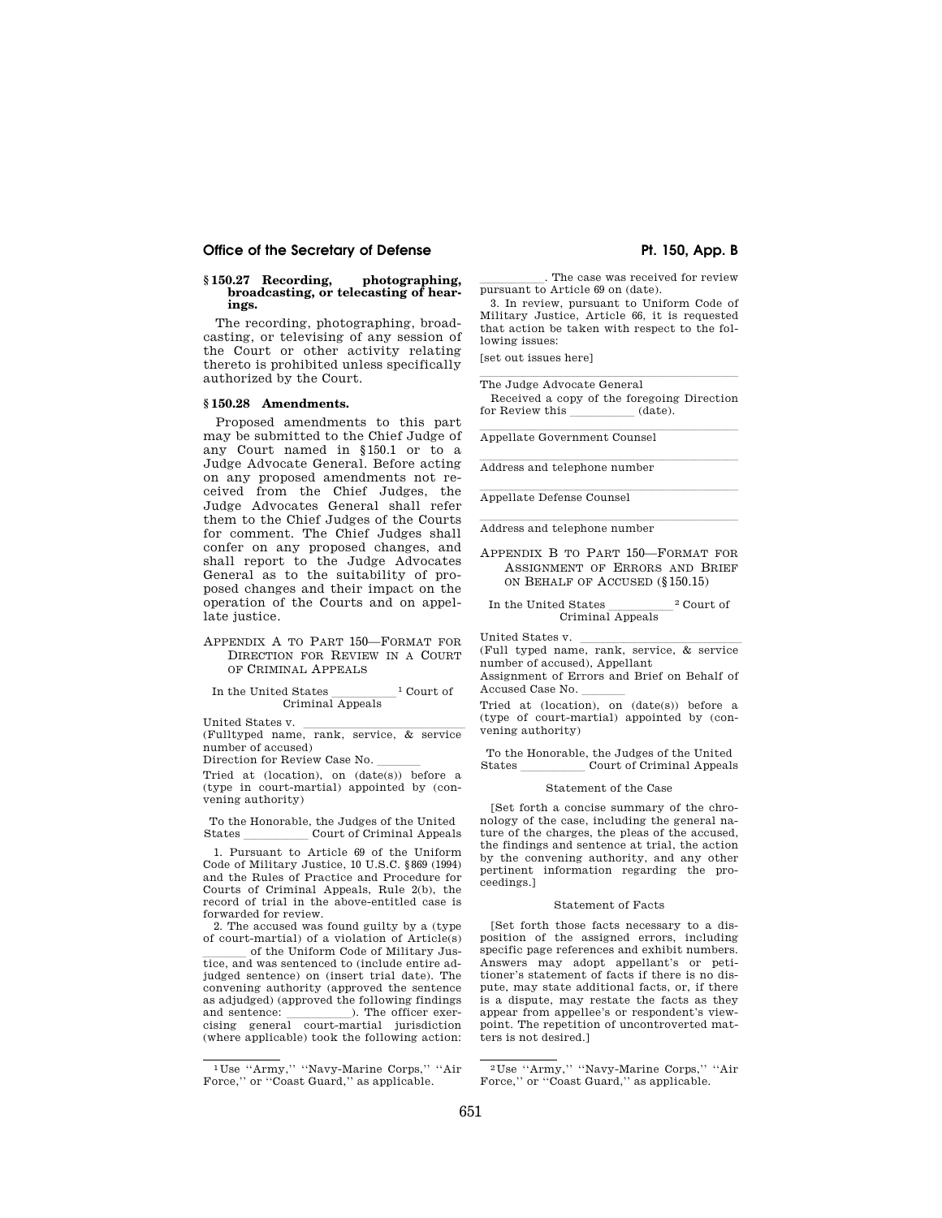### § 150.27 Recording, photographing, broadcasting, or telecasting of hearings.

The recording, photographing, broadcasting, or televising of any session of the Court or other activity relating thereto is prohibited unless specifically authorized by the Court.

### § 150.28 Amendments.

Proposed amendments to this part may be submitted to the Chief Judge of any Court named in §150.1 or to a Judge Advocate General. Before acting on any proposed amendments not received from the Chief Judges, the Judge Advocates General shall refer them to the Chief Judges of the Courts for comment. The Chief Judges shall confer on any proposed changes, and shall report to the Judge Advocates General as to the suitability of proposed changes and their impact on the operation of the Courts and on appellate justice.

## Appendix A to Part 150—Format for Direction for Review in a Court of Criminal Appeals

In the United States __________ [1] Court of Criminal Appeals

United States v. __________________________
(Fulltyped name, rank, service, & service number of accused)
Direction for Review Case No. _______

Tried at (location), on (date(s)) before a (type in court-martial) appointed by (convening authority)

To the Honorable, the Judges of the United States __________ Court of Criminal Appeals

1. Pursuant to Article 69 of the Uniform Code of Military Justice, 10 U.S.C. §869 (1994) and the Rules of Practice and Procedure for Courts of Criminal Appeals, Rule 2(b), the record of trial in the above-entitled case is forwarded for review.

2. The accused was found guilty by a (type of court-martial) of a violation of Article(s) _______ of the Uniform Code of Military Justice, and was sentenced to (include entire adjudged sentence) on (insert trial date). The convening authority (approved the sentence as adjudged) (approved the following findings and sentence: __________). The officer exercising general court-martial jurisdiction (where applicable) took the following action: __________. The case was received for review pursuant to Article 69 on (date).

3. In review, pursuant to Uniform Code of Military Justice, Article 66, it is requested that action be taken with respect to the following issues:

[set out issues here]

______________________________
The Judge Advocate General

Received a copy of the foregoing Direction for Review this __________ (date).

______________________________
Appellate Government Counsel

______________________________
Address and telephone number

______________________________
Appellate Defense Counsel

______________________________
Address and telephone number

[1] Use "Army," "Navy-Marine Corps," "Air Force," or "Coast Guard," as applicable.

## Appendix B to Part 150—Format for Assignment of Errors and Brief on Behalf of Accused (§150.15)

In the United States __________ [2] Court of Criminal Appeals

United States v. __________________________
(Full typed name, rank, service, & service number of accused), Appellant
Assignment of Errors and Brief on Behalf of Accused Case No. _______

Tried at (location), on (date(s)) before a (type of court-martial) appointed by (convening authority)

To the Honorable, the Judges of the United States __________ Court of Criminal Appeals

Statement of the Case

[Set forth a concise summary of the chronology of the case, including the general nature of the charges, the pleas of the accused, the findings and sentence at trial, the action by the convening authority, and any other pertinent information regarding the proceedings.]

Statement of Facts

[Set forth those facts necessary to a disposition of the assigned errors, including specific page references and exhibit numbers. Answers may adopt appellant's or petitioner's statement of facts if there is no dispute, may state additional facts, or, if there is a dispute, may restate the facts as they appear from appellee's or respondent's viewpoint. The repetition of uncontroverted matters is not desired.]

[2] Use "Army," "Navy-Marine Corps," "Air Force," or "Coast Guard," as applicable.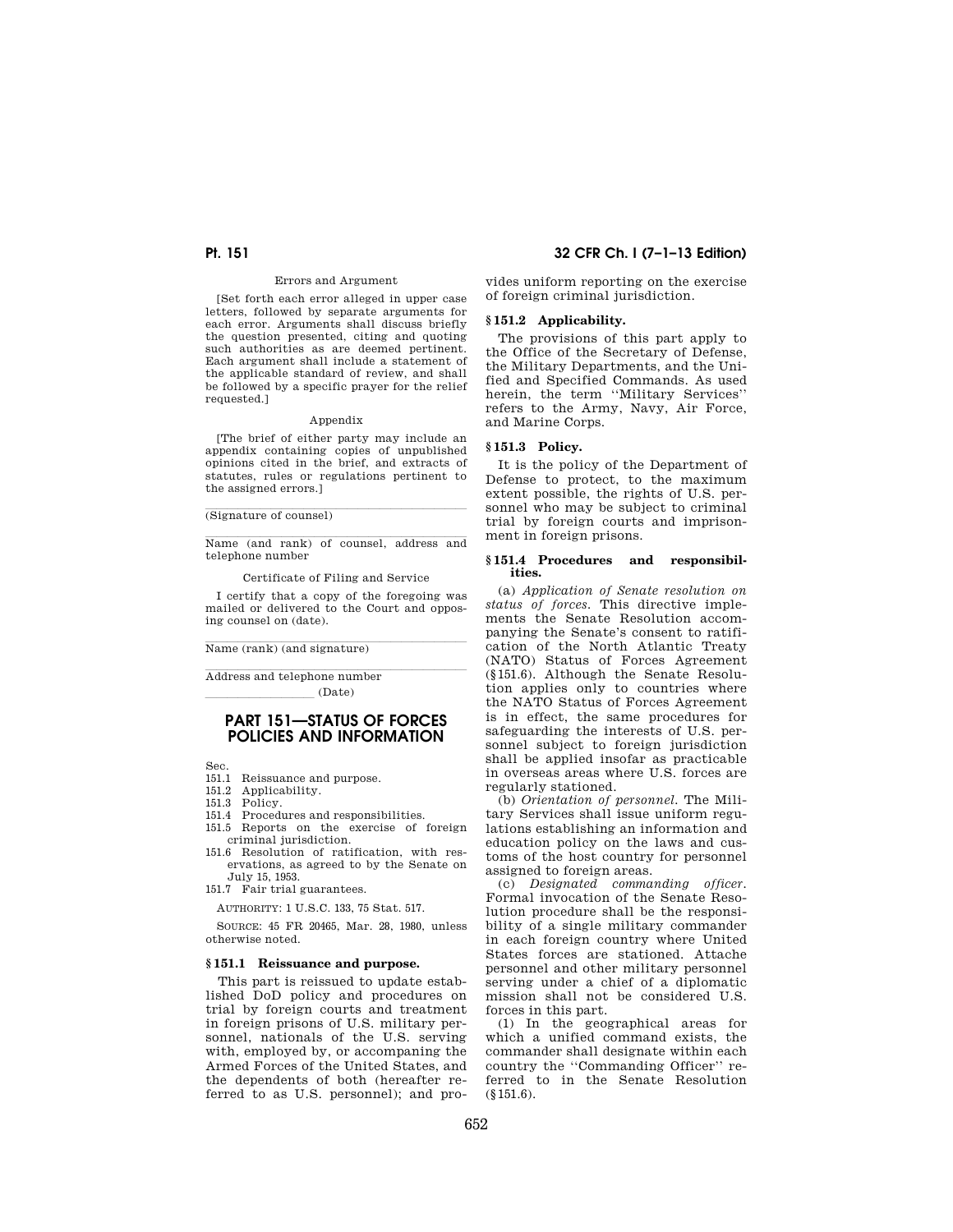Errors and Argument

[Set forth each error alleged in upper case letters, followed by separate arguments for each error. Arguments shall discuss briefly the question presented, citing and quoting such authorities as are deemed pertinent. Each argument shall include a statement of the applicable standard of review, and shall be followed by a specific prayer for the relief requested.]

Appendix

[The brief of either party may include an appendix containing copies of unpublished opinions cited in the brief, and extracts of statutes, rules or regulations pertinent to the assigned errors.]

(Signature of counsel)

Name (and rank) of counsel, address and telephone number

Certificate of Filing and Service

I certify that a copy of the foregoing was mailed or delivered to the Court and opposing counsel on (date).

Name (rank) (and signature)

Address and telephone number

\_\_\_\_\_\_\_\_\_\_\_\_\_\_\_\_\_ (Date)

# PART 151—STATUS OF FORCES POLICIES AND INFORMATION

Sec.
151.1 Reissuance and purpose.
151.2 Applicability.
151.3 Policy.
151.4 Procedures and responsibilities.
151.5 Reports on the exercise of foreign criminal jurisdiction.
151.6 Resolution of ratification, with reservations, as agreed to by the Senate on July 15, 1953.
151.7 Fair trial guarantees.

AUTHORITY: 1 U.S.C. 133, 75 Stat. 517.

SOURCE: 45 FR 20465, Mar. 28, 1980, unless otherwise noted.

## § 151.1 Reissuance and purpose.

This part is reissued to update established DoD policy and procedures on trial by foreign courts and treatment in foreign prisons of U.S. military personnel, nationals of the U.S. serving with, employed by, or accompaning the Armed Forces of the United States, and the dependents of both (hereafter referred to as U.S. personnel); and provides uniform reporting on the exercise of foreign criminal jurisdiction.

## § 151.2 Applicability.

The provisions of this part apply to the Office of the Secretary of Defense, the Military Departments, and the Unified and Specified Commands. As used herein, the term ''Military Services'' refers to the Army, Navy, Air Force, and Marine Corps.

## § 151.3 Policy.

It is the policy of the Department of Defense to protect, to the maximum extent possible, the rights of U.S. personnel who may be subject to criminal trial by foreign courts and imprisonment in foreign prisons.

## § 151.4 Procedures and responsibilities.

(a) *Application of Senate resolution on status of forces.* This directive implements the Senate Resolution accompanying the Senate's consent to ratification of the North Atlantic Treaty (NATO) Status of Forces Agreement (§151.6). Although the Senate Resolution applies only to countries where the NATO Status of Forces Agreement is in effect, the same procedures for safeguarding the interests of U.S. personnel subject to foreign jurisdiction shall be applied insofar as practicable in overseas areas where U.S. forces are regularly stationed.

(b) *Orientation of personnel.* The Military Services shall issue uniform regulations establishing an information and education policy on the laws and customs of the host country for personnel assigned to foreign areas.

(c) *Designated commanding officer.* Formal invocation of the Senate Resolution procedure shall be the responsibility of a single military commander in each foreign country where United States forces are stationed. Attache personnel and other military personnel serving under a chief of a diplomatic mission shall not be considered U.S. forces in this part.

(1) In the geographical areas for which a unified command exists, the commander shall designate within each country the ''Commanding Officer'' referred to in the Senate Resolution (§151.6).